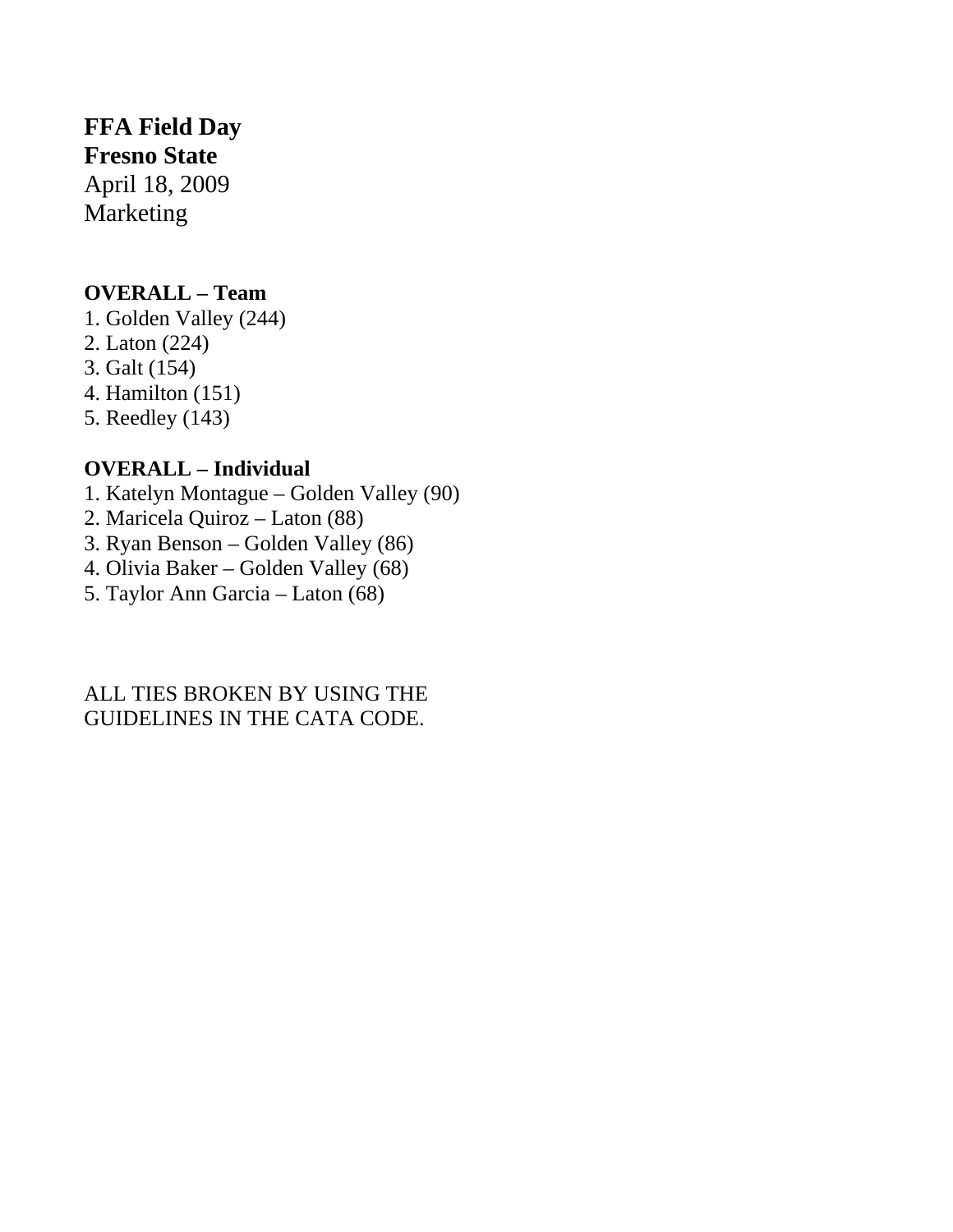**FFA Field Day**
**Fresno State**
April 18, 2009
Marketing

**OVERALL – Team**

1. Golden Valley (244)
2. Laton (224)
3. Galt (154)
4. Hamilton (151)
5. Reedley (143)

**OVERALL – Individual**

1. Katelyn Montague – Golden Valley (90)
2. Maricela Quiroz – Laton (88)
3. Ryan Benson – Golden Valley (86)
4. Olivia Baker – Golden Valley (68)
5. Taylor Ann Garcia – Laton (68)

ALL TIES BROKEN BY USING THE GUIDELINES IN THE CATA CODE.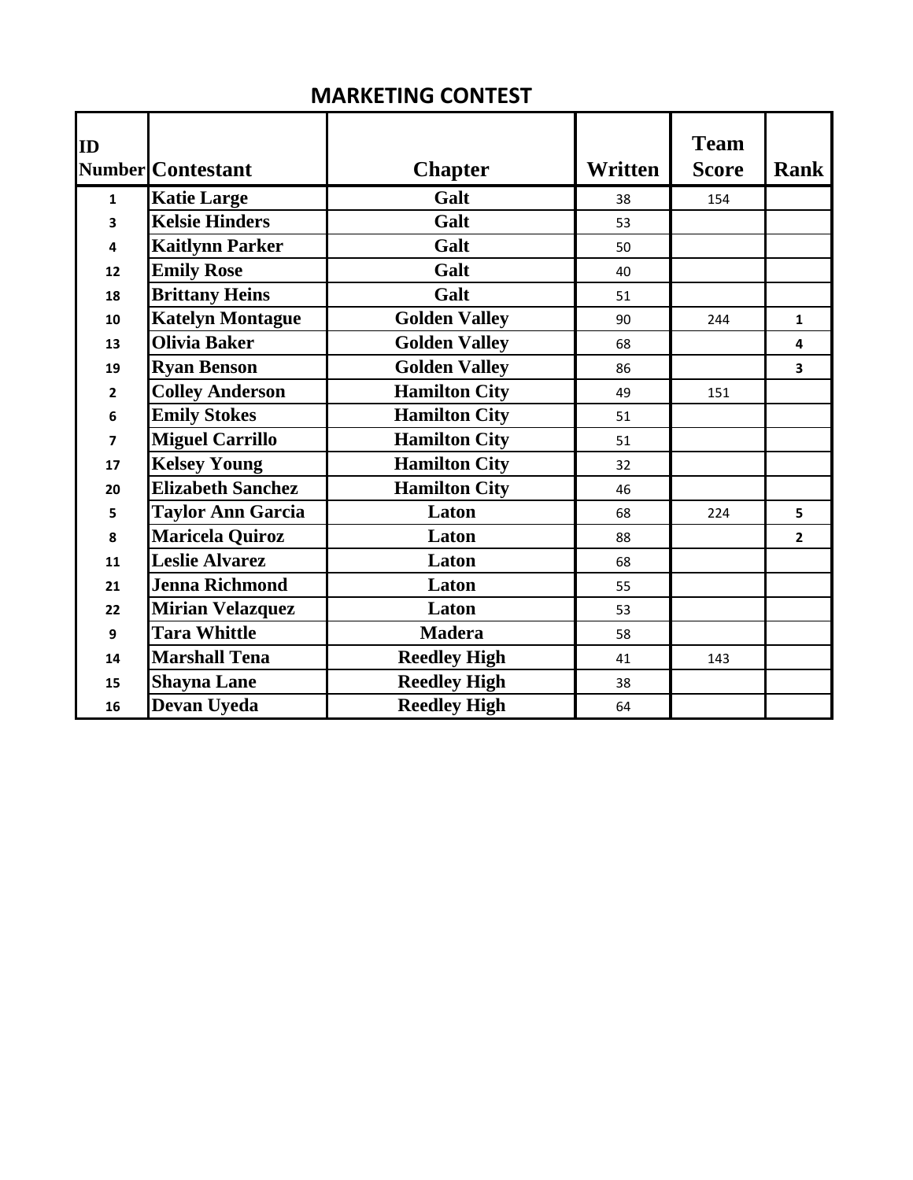## MARKETING CONTEST

| ID Number | Contestant | Chapter | Written | Team Score | Rank |
|---|---|---|---|---|---|
| 1 | Katie Large | Galt | 38 | 154 | |
| 3 | Kelsie Hinders | Galt | 53 | | |
| 4 | Kaitlynn Parker | Galt | 50 | | |
| 12 | Emily Rose | Galt | 40 | | |
| 18 | Brittany Heins | Galt | 51 | | |
| 10 | Katelyn Montague | Golden Valley | 90 | 244 | 1 |
| 13 | Olivia Baker | Golden Valley | 68 | | 4 |
| 19 | Ryan Benson | Golden Valley | 86 | | 3 |
| 2 | Colley Anderson | Hamilton City | 49 | 151 | |
| 6 | Emily Stokes | Hamilton City | 51 | | |
| 7 | Miguel Carrillo | Hamilton City | 51 | | |
| 17 | Kelsey Young | Hamilton City | 32 | | |
| 20 | Elizabeth Sanchez | Hamilton City | 46 | | |
| 5 | Taylor Ann Garcia | Laton | 68 | 224 | 5 |
| 8 | Maricela Quiroz | Laton | 88 | | 2 |
| 11 | Leslie Alvarez | Laton | 68 | | |
| 21 | Jenna Richmond | Laton | 55 | | |
| 22 | Mirian Velazquez | Laton | 53 | | |
| 9 | Tara Whittle | Madera | 58 | | |
| 14 | Marshall Tena | Reedley High | 41 | 143 | |
| 15 | Shayna Lane | Reedley High | 38 | | |
| 16 | Devan Uyeda | Reedley High | 64 | | |